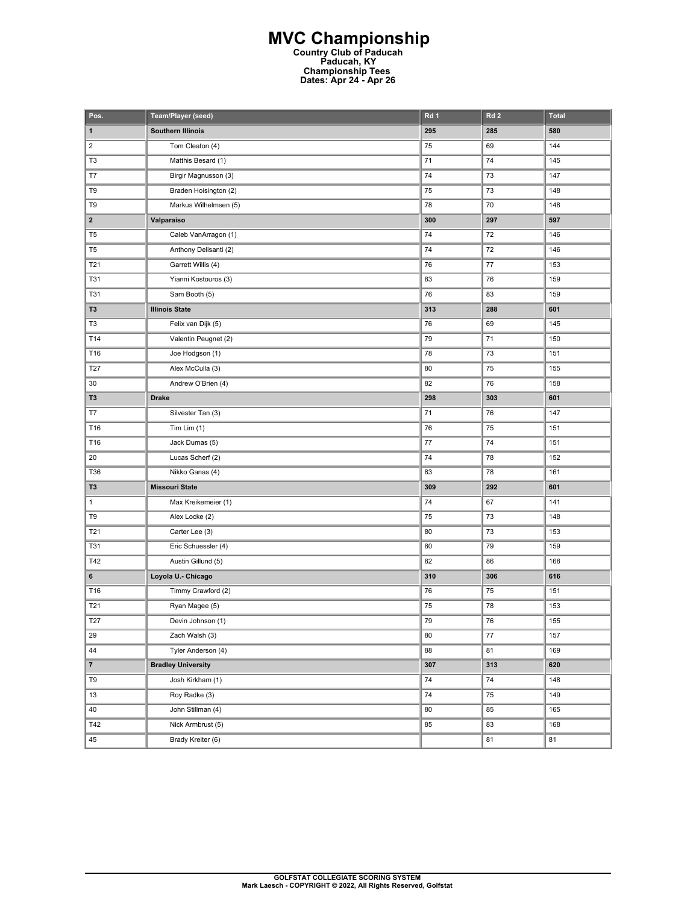# MVC Championship

**Country Club of Paducah**
**Paducah, KY**
**Championship Tees**
**Dates: Apr 24 - Apr 26**

| Pos. | Team/Player (seed) | Rd 1 | Rd 2 | Total |
|---|---|---|---|---|
| **1** | **Southern Illinois** | **295** | **285** | **580** |
| 2 | Tom Cleaton (4) | 75 | 69 | 144 |
| T3 | Matthis Besard (1) | 71 | 74 | 145 |
| T7 | Birgir Magnusson (3) | 74 | 73 | 147 |
| T9 | Braden Hoisington (2) | 75 | 73 | 148 |
| T9 | Markus Wilhelmsen (5) | 78 | 70 | 148 |
| **2** | **Valparaiso** | **300** | **297** | **597** |
| T5 | Caleb VanArragon (1) | 74 | 72 | 146 |
| T5 | Anthony Delisanti (2) | 74 | 72 | 146 |
| T21 | Garrett Willis (4) | 76 | 77 | 153 |
| T31 | Yianni Kostouros (3) | 83 | 76 | 159 |
| T31 | Sam Booth (5) | 76 | 83 | 159 |
| **T3** | **Illinois State** | **313** | **288** | **601** |
| T3 | Felix van Dijk (5) | 76 | 69 | 145 |
| T14 | Valentin Peugnet (2) | 79 | 71 | 150 |
| T16 | Joe Hodgson (1) | 78 | 73 | 151 |
| T27 | Alex McCulla (3) | 80 | 75 | 155 |
| 30 | Andrew O'Brien (4) | 82 | 76 | 158 |
| **T3** | **Drake** | **298** | **303** | **601** |
| T7 | Silvester Tan (3) | 71 | 76 | 147 |
| T16 | Tim Lim (1) | 76 | 75 | 151 |
| T16 | Jack Dumas (5) | 77 | 74 | 151 |
| 20 | Lucas Scherf (2) | 74 | 78 | 152 |
| T36 | Nikko Ganas (4) | 83 | 78 | 161 |
| **T3** | **Missouri State** | **309** | **292** | **601** |
| 1 | Max Kreikemeier (1) | 74 | 67 | 141 |
| T9 | Alex Locke (2) | 75 | 73 | 148 |
| T21 | Carter Lee (3) | 80 | 73 | 153 |
| T31 | Eric Schuessler (4) | 80 | 79 | 159 |
| T42 | Austin Gillund (5) | 82 | 86 | 168 |
| **6** | **Loyola U.- Chicago** | **310** | **306** | **616** |
| T16 | Timmy Crawford (2) | 76 | 75 | 151 |
| T21 | Ryan Magee (5) | 75 | 78 | 153 |
| T27 | Devin Johnson (1) | 79 | 76 | 155 |
| 29 | Zach Walsh (3) | 80 | 77 | 157 |
| 44 | Tyler Anderson (4) | 88 | 81 | 169 |
| **7** | **Bradley University** | **307** | **313** | **620** |
| T9 | Josh Kirkham (1) | 74 | 74 | 148 |
| 13 | Roy Radke (3) | 74 | 75 | 149 |
| 40 | John Stillman (4) | 80 | 85 | 165 |
| T42 | Nick Armbrust (5) | 85 | 83 | 168 |
| 45 | Brady Kreiter (6) | | 81 | 81 |

GOLFSTAT COLLEGIATE SCORING SYSTEM
Mark Laesch - COPYRIGHT © 2022, All Rights Reserved, Golfstat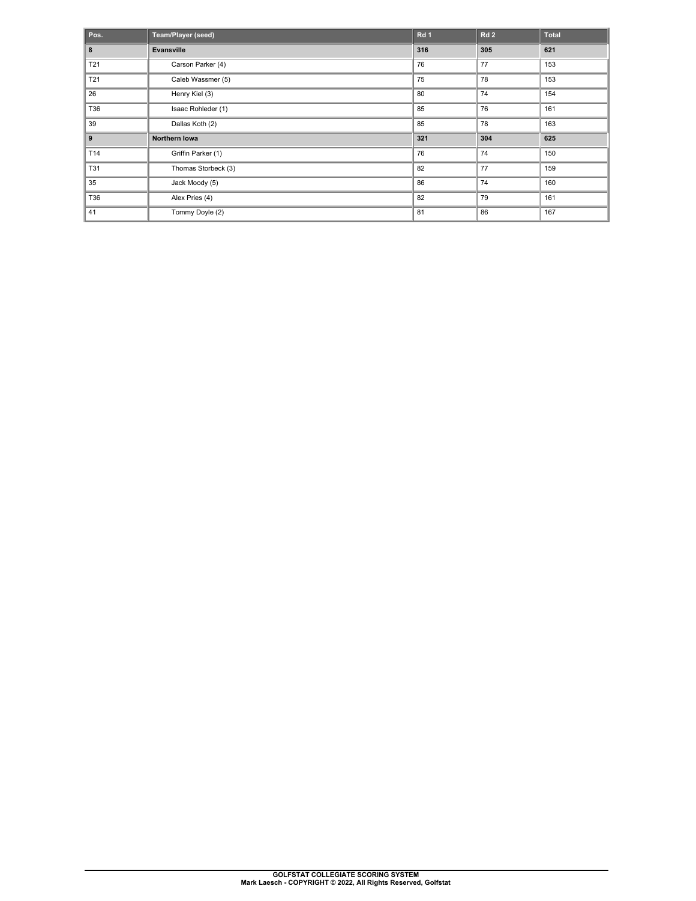| Pos. | Team/Player (seed) | Rd 1 | Rd 2 | Total |
|---|---|---|---|---|
| **8** | **Evansville** | **316** | **305** | **621** |
| T21 | Carson Parker (4) | 76 | 77 | 153 |
| T21 | Caleb Wassmer (5) | 75 | 78 | 153 |
| 26 | Henry Kiel (3) | 80 | 74 | 154 |
| T36 | Isaac Rohleder (1) | 85 | 76 | 161 |
| 39 | Dallas Koth (2) | 85 | 78 | 163 |
| **9** | **Northern Iowa** | **321** | **304** | **625** |
| T14 | Griffin Parker (1) | 76 | 74 | 150 |
| T31 | Thomas Storbeck (3) | 82 | 77 | 159 |
| 35 | Jack Moody (5) | 86 | 74 | 160 |
| T36 | Alex Pries (4) | 82 | 79 | 161 |
| 41 | Tommy Doyle (2) | 81 | 86 | 167 |

**GOLFSTAT COLLEGIATE SCORING SYSTEM**
**Mark Laesch - COPYRIGHT © 2022, All Rights Reserved, Golfstat**